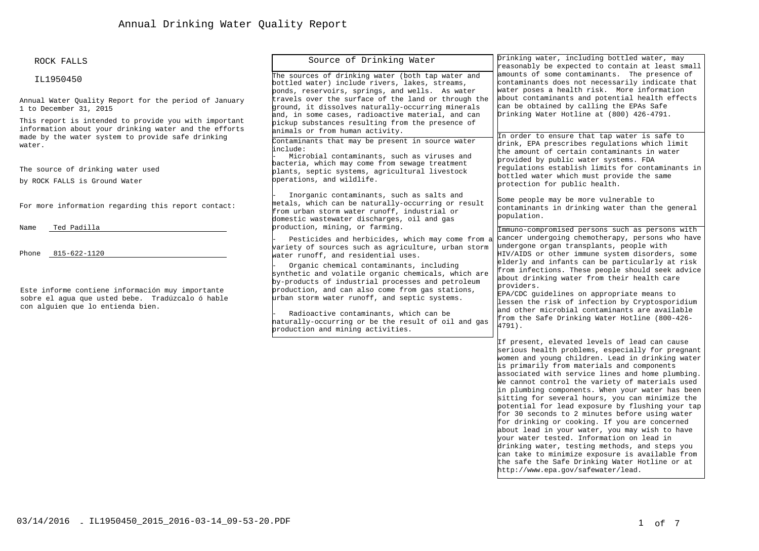# Annual Drinking Water Quality Report

ROCK FALLS

IL1950450

Annual Water Quality Report for the period of January 1 to December 31, 2015

This report is intended to provide you with important information about your drinking water and the efforts made by the water system to provide safe drinking water.

The source of drinking water used by ROCK FALLS is Ground Water

For more information regarding this report contact:

Name Ted Padilla

Phone 815-622-1120

Este informe contiene información muy importante sobre el agua que usted bebe. Tradúzcalo ó hable con alguien que lo entienda bien.

## Source of Drinking Water

The sources of drinking water (both tap water and bottled water) include rivers, lakes, streams, ponds, reservoirs, springs, and wells. As water travels over the surface of the land or through the ground, it dissolves naturally-occurring minerals and, in some cases, radioactive material, and can pickup substances resulting from the presence of animals or from human activity.

Contaminants that may be present in source water include:

- Microbial contaminants, such as viruses and bacteria, which may come from sewage treatment plants, septic systems, agricultural livestock operations, and wildlife.
- Inorganic contaminants, such as salts and metals, which can be naturally-occurring or result from urban storm water runoff, industrial or domestic wastewater discharges, oil and gas production, mining, or farming.
- Pesticides and herbicides, which may come from a variety of sources such as agriculture, urban storm water runoff, and residential uses.
- Organic chemical contaminants, including synthetic and volatile organic chemicals, which are by-products of industrial processes and petroleum production, and can also come from gas stations, urban storm water runoff, and septic systems.
- Radioactive contaminants, which can be naturally-occurring or be the result of oil and gas production and mining activities.

Drinking water, including bottled water, may reasonably be expected to contain at least small amounts of some contaminants. The presence of contaminants does not necessarily indicate that water poses a health risk. More information about contaminants and potential health effects can be obtained by calling the EPAs Safe Drinking Water Hotline at (800) 426-4791.

In order to ensure that tap water is safe to drink, EPA prescribes regulations which limit the amount of certain contaminants in water provided by public water systems. FDA regulations establish limits for contaminants in bottled water which must provide the same protection for public health.

Some people may be more vulnerable to contaminants in drinking water than the general population.

Immuno-compromised persons such as persons with cancer undergoing chemotherapy, persons who have undergone organ transplants, people with HIV/AIDS or other immune system disorders, some elderly and infants can be particularly at risk from infections. These people should seek advice about drinking water from their health care providers.

EPA/CDC guidelines on appropriate means to lessen the risk of infection by Cryptosporidium and other microbial contaminants are available from the Safe Drinking Water Hotline (800-426-4791).

If present, elevated levels of lead can cause serious health problems, especially for pregnant women and young children. Lead in drinking water is primarily from materials and components associated with service lines and home plumbing. We cannot control the variety of materials used in plumbing components. When your water has been sitting for several hours, you can minimize the potential for lead exposure by flushing your tap for 30 seconds to 2 minutes before using water for drinking or cooking. If you are concerned about lead in your water, you may wish to have your water tested. Information on lead in drinking water, testing methods, and steps you can take to minimize exposure is available from the safe the Safe Drinking Water Hotline or at http://www.epa.gov/safewater/lead.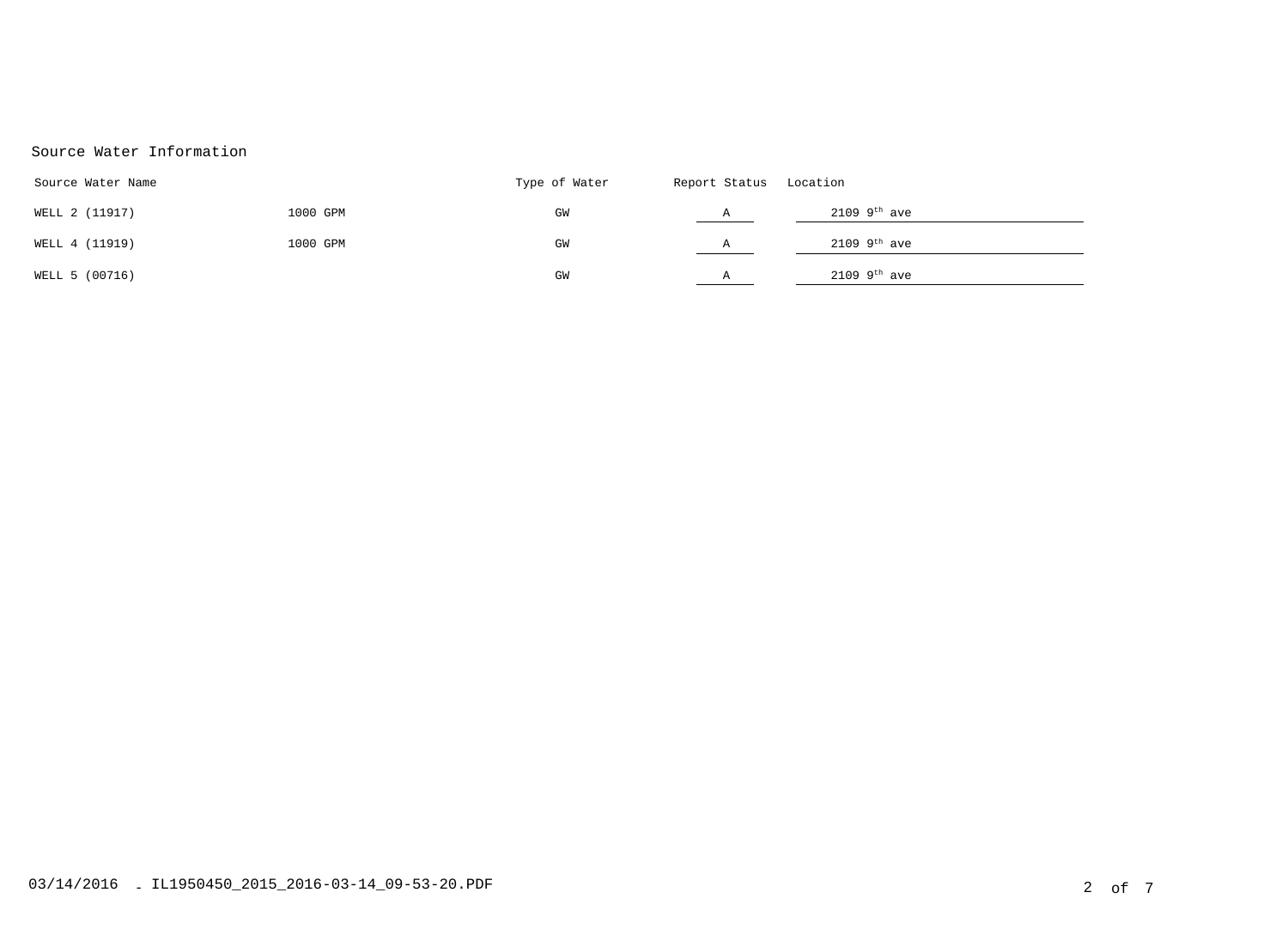## Source Water Information

| Source Water Name | | Type of Water | Report Status | Location |
|---|---|---|---|---|
| WELL 2 (11917) | 1000 GPM | GW | A | 2109 9$^{th}$ ave |
| WELL 4 (11919) | 1000 GPM | GW | A | 2109 9$^{th}$ ave |
| WELL 5 (00716) | | GW | A | 2109 9$^{th}$ ave |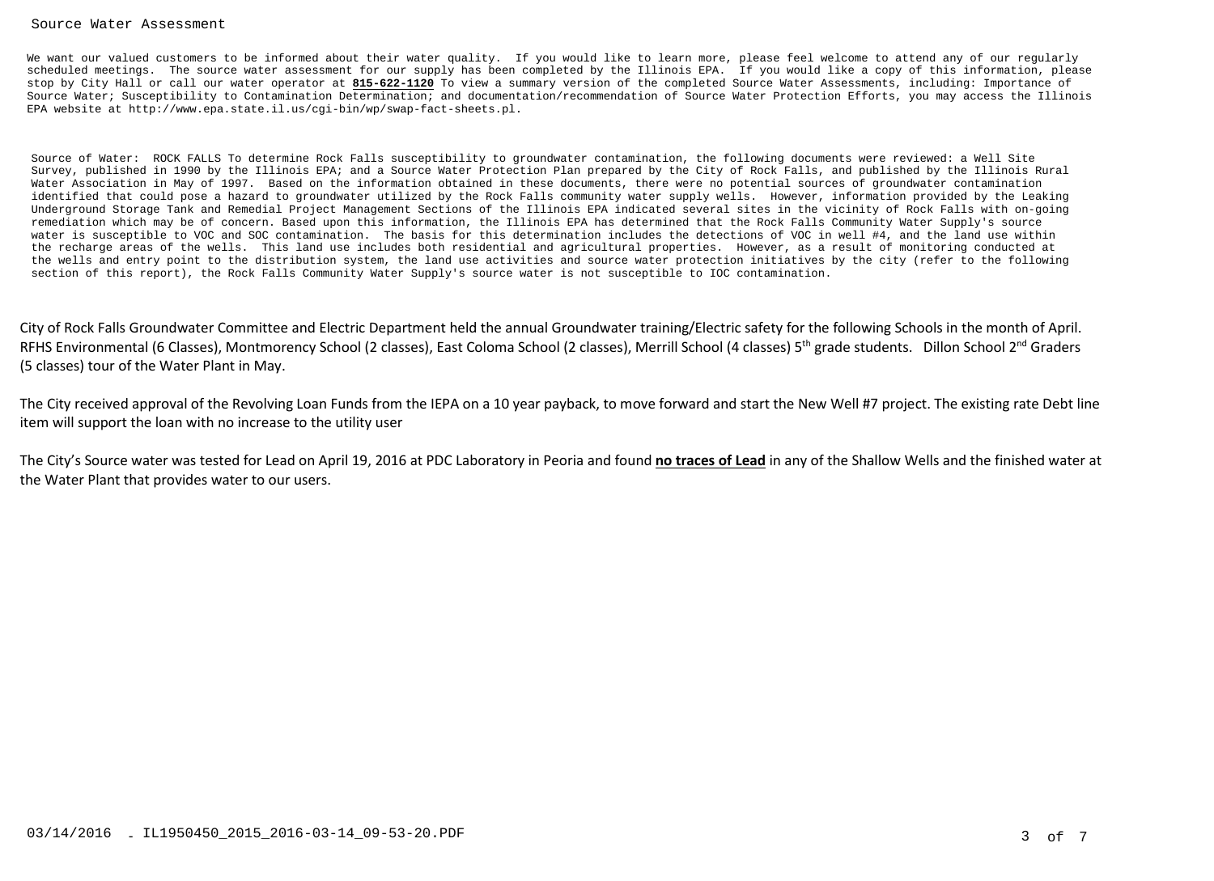## Source Water Assessment

We want our valued customers to be informed about their water quality. If you would like to learn more, please feel welcome to attend any of our regularly scheduled meetings. The source water assessment for our supply has been completed by the Illinois EPA. If you would like a copy of this information, please stop by City Hall or call our water operator at **815-622-1120** To view a summary version of the completed Source Water Assessments, including: Importance of Source Water; Susceptibility to Contamination Determination; and documentation/recommendation of Source Water Protection Efforts, you may access the Illinois EPA website at http://www.epa.state.il.us/cgi-bin/wp/swap-fact-sheets.pl.

Source of Water: ROCK FALLS To determine Rock Falls susceptibility to groundwater contamination, the following documents were reviewed: a Well Site Survey, published in 1990 by the Illinois EPA; and a Source Water Protection Plan prepared by the City of Rock Falls, and published by the Illinois Rural Water Association in May of 1997. Based on the information obtained in these documents, there were no potential sources of groundwater contamination identified that could pose a hazard to groundwater utilized by the Rock Falls community water supply wells. However, information provided by the Leaking Underground Storage Tank and Remedial Project Management Sections of the Illinois EPA indicated several sites in the vicinity of Rock Falls with on-going remediation which may be of concern. Based upon this information, the Illinois EPA has determined that the Rock Falls Community Water Supply's source water is susceptible to VOC and SOC contamination. The basis for this determination includes the detections of VOC in well #4, and the land use within the recharge areas of the wells. This land use includes both residential and agricultural properties. However, as a result of monitoring conducted at the wells and entry point to the distribution system, the land use activities and source water protection initiatives by the city (refer to the following section of this report), the Rock Falls Community Water Supply's source water is not susceptible to IOC contamination.

City of Rock Falls Groundwater Committee and Electric Department held the annual Groundwater training/Electric safety for the following Schools in the month of April. RFHS Environmental (6 Classes), Montmorency School (2 classes), East Coloma School (2 classes), Merrill School (4 classes) 5th grade students. Dillon School 2nd Graders (5 classes) tour of the Water Plant in May.

The City received approval of the Revolving Loan Funds from the IEPA on a 10 year payback, to move forward and start the New Well #7 project. The existing rate Debt line item will support the loan with no increase to the utility user

The City's Source water was tested for Lead on April 19, 2016 at PDC Laboratory in Peoria and found **no traces of Lead** in any of the Shallow Wells and the finished water at the Water Plant that provides water to our users.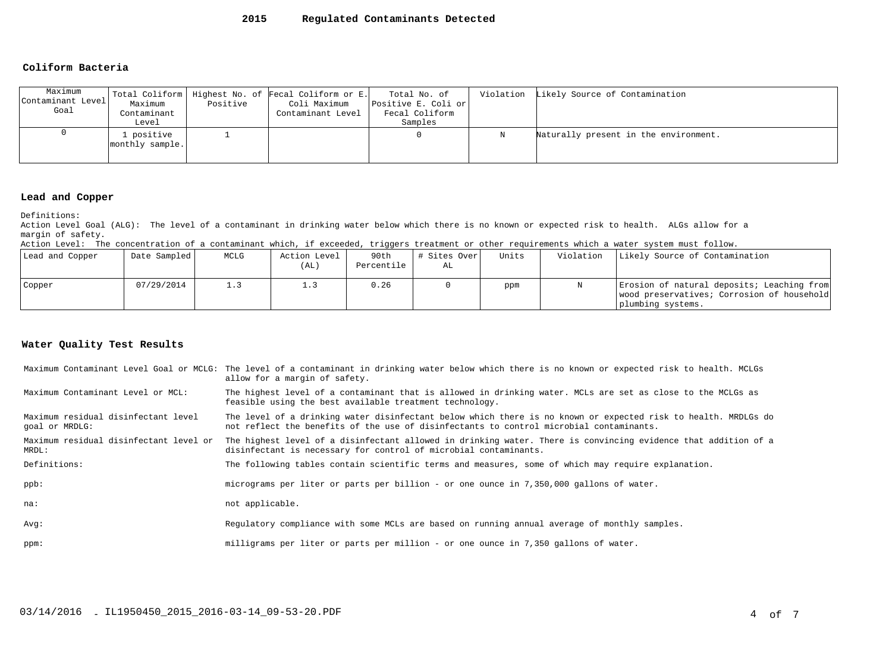# 2015 Regulated Contaminants Detected

## Coliform Bacteria

| Maximum Contaminant Level Goal | Total Coliform Maximum Contaminant Level | Highest No. of Positive | Fecal Coliform or E. Coli Maximum Contaminant Level | Total No. of Positive E. Coli or Fecal Coliform Samples | Violation | Likely Source of Contamination |
|---|---|---|---|---|---|---|
| 0 | 1 positive monthly sample. | 1 | | 0 | N | Naturally present in the environment. |

## Lead and Copper

Definitions:
Action Level Goal (ALG): The level of a contaminant in drinking water below which there is no known or expected risk to health. ALGs allow for a margin of safety.
Action Level: The concentration of a contaminant which, if exceeded, triggers treatment or other requirements which a water system must follow.

| Lead and Copper | Date Sampled | MCLG | Action Level (AL) | 90th Percentile | # Sites Over AL | Units | Violation | Likely Source of Contamination |
|---|---|---|---|---|---|---|---|---|
| Copper | 07/29/2014 | 1.3 | 1.3 | 0.26 | 0 | ppm | N | Erosion of natural deposits; Leaching from wood preservatives; Corrosion of household plumbing systems. |

## Water Quality Test Results

| | |
|---|---|
| Maximum Contaminant Level Goal or MCLG: | The level of a contaminant in drinking water below which there is no known or expected risk to health. MCLGs allow for a margin of safety. |
| Maximum Contaminant Level or MCL: | The highest level of a contaminant that is allowed in drinking water. MCLs are set as close to the MCLGs as feasible using the best available treatment technology. |
| Maximum residual disinfectant level goal or MRDLG: | The level of a drinking water disinfectant below which there is no known or expected risk to health. MRDLGs do not reflect the benefits of the use of disinfectants to control microbial contaminants. |
| Maximum residual disinfectant level or MRDL: | The highest level of a disinfectant allowed in drinking water. There is convincing evidence that addition of a disinfectant is necessary for control of microbial contaminants. |
| Definitions: | The following tables contain scientific terms and measures, some of which may require explanation. |
| ppb: | micrograms per liter or parts per billion - or one ounce in 7,350,000 gallons of water. |
| na: | not applicable. |
| Avg: | Regulatory compliance with some MCLs are based on running annual average of monthly samples. |
| ppm: | milligrams per liter or parts per million - or one ounce in 7,350 gallons of water. |

03/14/2016 - IL1950450_2015_2016-03-14_09-53-20.PDF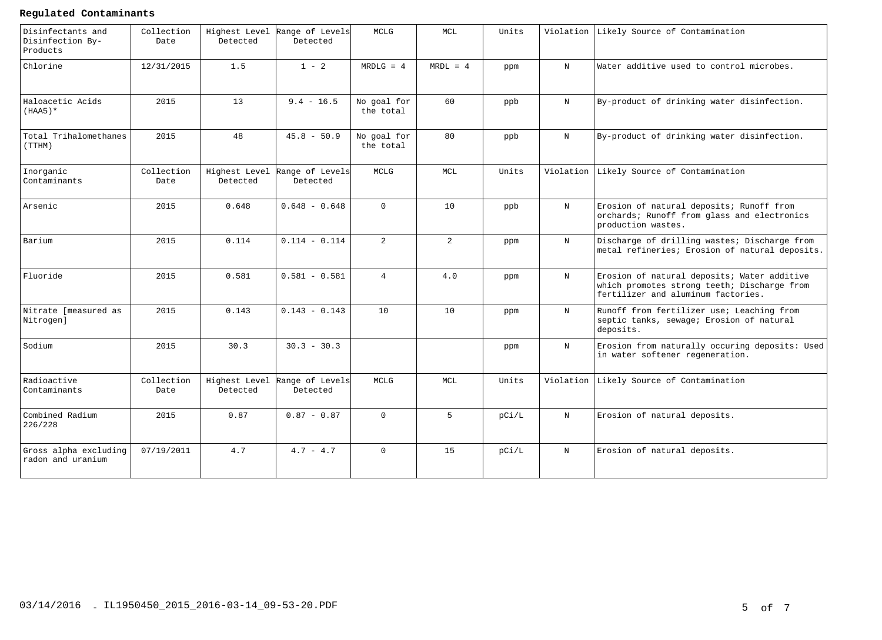**Regulated Contaminants**

| Disinfectants and Disinfection By-Products | Collection Date | Highest Level Detected | Range of Levels Detected | MCLG | MCL | Units | Violation | Likely Source of Contamination |
|---|---|---|---|---|---|---|---|---|
| Chlorine | 12/31/2015 | 1.5 | 1 - 2 | MRDLG = 4 | MRDL = 4 | ppm | N | Water additive used to control microbes. |
| Haloacetic Acids (HAA5)* | 2015 | 13 | 9.4 - 16.5 | No goal for the total | 60 | ppb | N | By-product of drinking water disinfection. |
| Total Trihalomethanes (TTHM) | 2015 | 48 | 45.8 - 50.9 | No goal for the total | 80 | ppb | N | By-product of drinking water disinfection. |
| **Inorganic Contaminants** | **Collection Date** | **Highest Level Detected** | **Range of Levels Detected** | **MCLG** | **MCL** | **Units** | **Violation** | **Likely Source of Contamination** |
| Arsenic | 2015 | 0.648 | 0.648 - 0.648 | 0 | 10 | ppb | N | Erosion of natural deposits; Runoff from orchards; Runoff from glass and electronics production wastes. |
| Barium | 2015 | 0.114 | 0.114 - 0.114 | 2 | 2 | ppm | N | Discharge of drilling wastes; Discharge from metal refineries; Erosion of natural deposits. |
| Fluoride | 2015 | 0.581 | 0.581 - 0.581 | 4 | 4.0 | ppm | N | Erosion of natural deposits; Water additive which promotes strong teeth; Discharge from fertilizer and aluminum factories. |
| Nitrate [measured as Nitrogen] | 2015 | 0.143 | 0.143 - 0.143 | 10 | 10 | ppm | N | Runoff from fertilizer use; Leaching from septic tanks, sewage; Erosion of natural deposits. |
| Sodium | 2015 | 30.3 | 30.3 - 30.3 | | | ppm | N | Erosion from naturally occuring deposits: Used in water softener regeneration. |
| **Radioactive Contaminants** | **Collection Date** | **Highest Level Detected** | **Range of Levels Detected** | **MCLG** | **MCL** | **Units** | **Violation** | **Likely Source of Contamination** |
| Combined Radium 226/228 | 2015 | 0.87 | 0.87 - 0.87 | 0 | 5 | pCi/L | N | Erosion of natural deposits. |
| Gross alpha excluding radon and uranium | 07/19/2011 | 4.7 | 4.7 - 4.7 | 0 | 15 | pCi/L | N | Erosion of natural deposits. |